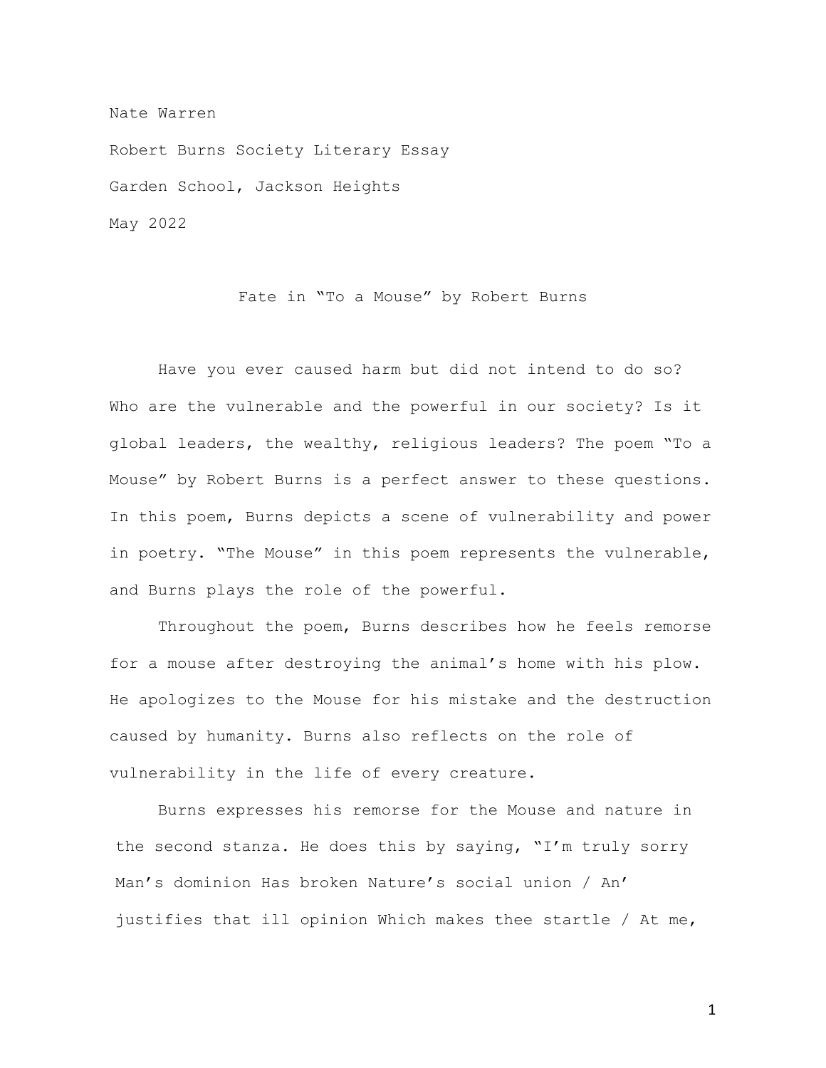Nate Warren

Robert Burns Society Literary Essay

Garden School, Jackson Heights

May 2022

# Fate in "To a Mouse" by Robert Burns

Have you ever caused harm but did not intend to do so? Who are the vulnerable and the powerful in our society? Is it global leaders, the wealthy, religious leaders? The poem "To a Mouse" by Robert Burns is a perfect answer to these questions. In this poem, Burns depicts a scene of vulnerability and power in poetry. "The Mouse" in this poem represents the vulnerable, and Burns plays the role of the powerful.

Throughout the poem, Burns describes how he feels remorse for a mouse after destroying the animal's home with his plow. He apologizes to the Mouse for his mistake and the destruction caused by humanity. Burns also reflects on the role of vulnerability in the life of every creature.

Burns expresses his remorse for the Mouse and nature in the second stanza. He does this by saying, "I'm truly sorry Man's dominion Has broken Nature's social union / An' justifies that ill opinion Which makes thee startle / At me,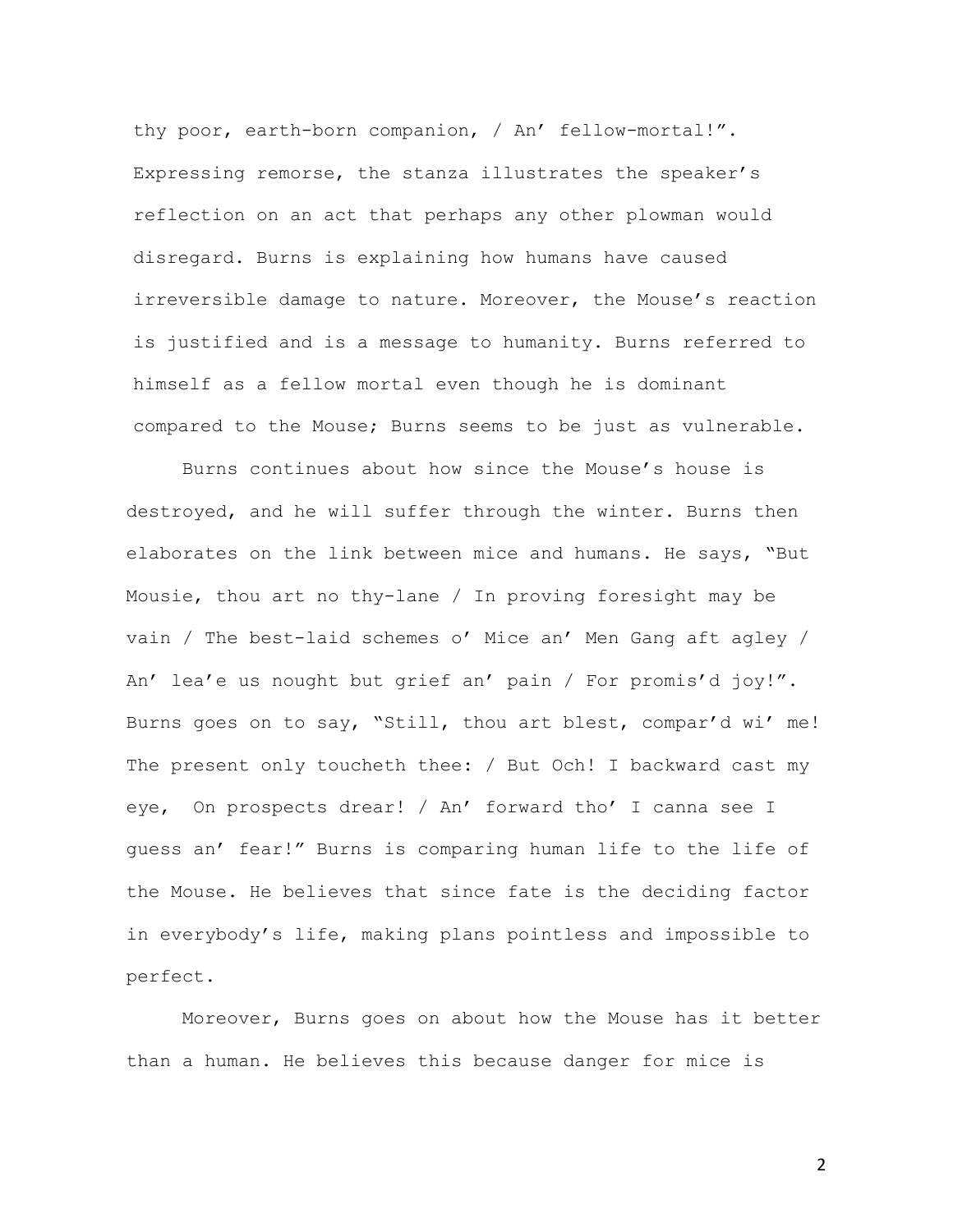thy poor, earth-born companion, / An' fellow-mortal!". Expressing remorse, the stanza illustrates the speaker's reflection on an act that perhaps any other plowman would disregard. Burns is explaining how humans have caused irreversible damage to nature. Moreover, the Mouse's reaction is justified and is a message to humanity. Burns referred to himself as a fellow mortal even though he is dominant compared to the Mouse; Burns seems to be just as vulnerable.

Burns continues about how since the Mouse's house is destroyed, and he will suffer through the winter. Burns then elaborates on the link between mice and humans. He says, "But Mousie, thou art no thy-lane / In proving foresight may be vain / The best-laid schemes o' Mice an' Men Gang aft agley / An' lea'e us nought but grief an' pain / For promis'd joy!". Burns goes on to say, "Still, thou art blest, compar'd wi' me! The present only toucheth thee: / But Och! I backward cast my eye, On prospects drear! / An' forward tho' I canna see I guess an' fear!" Burns is comparing human life to the life of the Mouse. He believes that since fate is the deciding factor in everybody's life, making plans pointless and impossible to perfect.

Moreover, Burns goes on about how the Mouse has it better than a human. He believes this because danger for mice is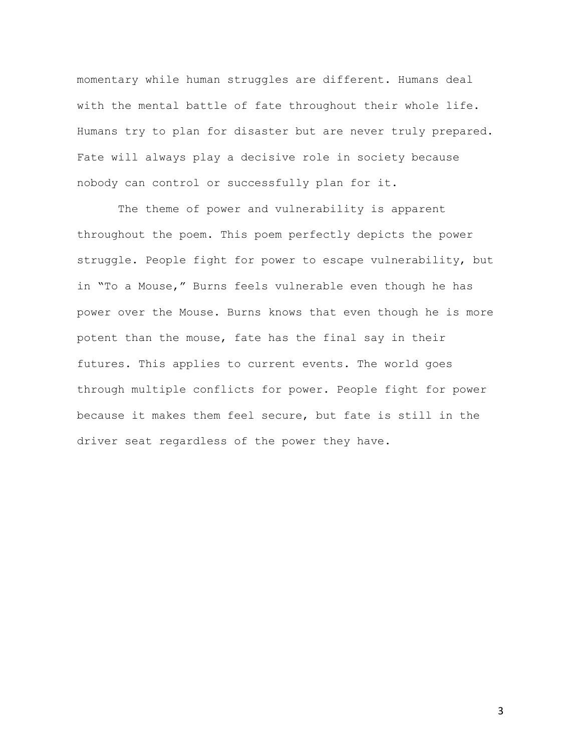momentary while human struggles are different. Humans deal with the mental battle of fate throughout their whole life. Humans try to plan for disaster but are never truly prepared. Fate will always play a decisive role in society because nobody can control or successfully plan for it.

The theme of power and vulnerability is apparent throughout the poem. This poem perfectly depicts the power struggle. People fight for power to escape vulnerability, but in "To a Mouse," Burns feels vulnerable even though he has power over the Mouse. Burns knows that even though he is more potent than the mouse, fate has the final say in their futures. This applies to current events. The world goes through multiple conflicts for power. People fight for power because it makes them feel secure, but fate is still in the driver seat regardless of the power they have.